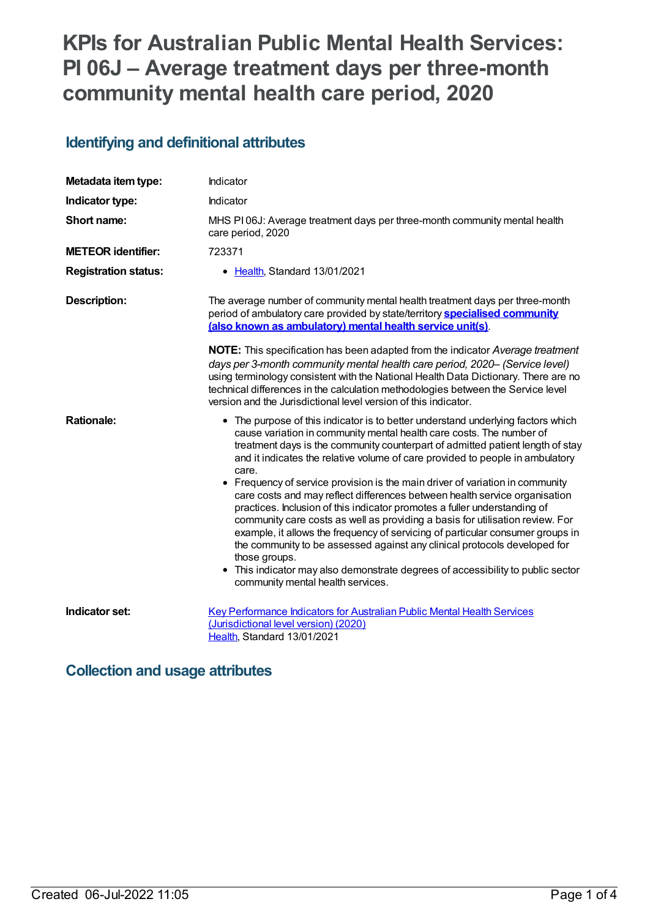# KPIs for Australian Public Mental Health Services: PI 06J – Average treatment days per three-month community mental health care period, 2020

## Identifying and definitional attributes

| | |
|---|---|
| **Metadata item type:** | Indicator |
| **Indicator type:** | Indicator |
| **Short name:** | MHS PI 06J: Average treatment days per three-month community mental health care period, 2020 |
| **METEOR identifier:** | 723371 |
| **Registration status:** | • Health, Standard 13/01/2021 |
| **Description:** | The average number of community mental health treatment days per three-month period of ambulatory care provided by state/territory **specialised community (also known as ambulatory) mental health service unit(s)**. |

**NOTE:** This specification has been adapted from the indicator *Average treatment days per 3-month community mental health care period, 2020– (Service level)* using terminology consistent with the National Health Data Dictionary. There are no technical differences in the calculation methodologies between the Service level version and the Jurisdictional level version of this indicator.

**Rationale:**

- The purpose of this indicator is to better understand underlying factors which cause variation in community mental health care costs. The number of treatment days is the community counterpart of admitted patient length of stay and it indicates the relative volume of care provided to people in ambulatory care.
- Frequency of service provision is the main driver of variation in community care costs and may reflect differences between health service organisation practices. Inclusion of this indicator promotes a fuller understanding of community care costs as well as providing a basis for utilisation review. For example, it allows the frequency of servicing of particular consumer groups in the community to be assessed against any clinical protocols developed for those groups.
- This indicator may also demonstrate degrees of accessibility to public sector community mental health services.

**Indicator set:** Key Performance Indicators for Australian Public Mental Health Services (Jurisdictional level version) (2020)
Health, Standard 13/01/2021

## Collection and usage attributes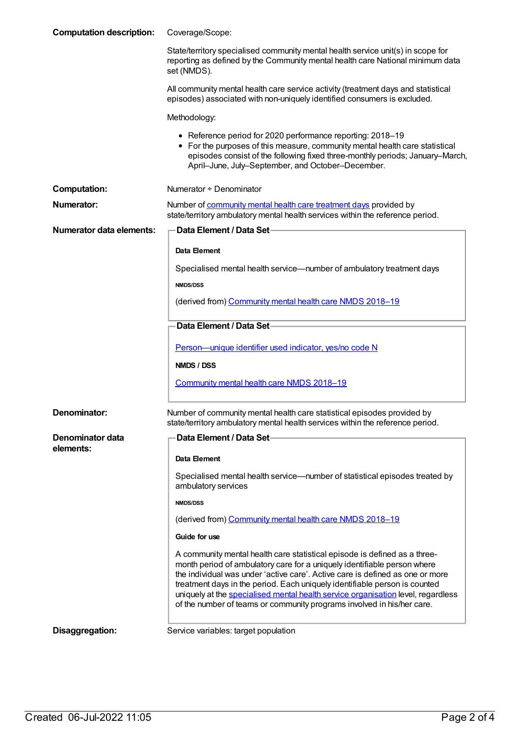**Computation description:**

Coverage/Scope:

State/territory specialised community mental health service unit(s) in scope for reporting as defined by the Community mental health care National minimum data set (NMDS).

All community mental health care service activity (treatment days and statistical episodes) associated with non-uniquely identified consumers is excluded.

Methodology:

- Reference period for 2020 performance reporting: 2018–19
- For the purposes of this measure, community mental health care statistical episodes consist of the following fixed three-monthly periods; January–March, April–June, July–September, and October–December.

**Computation:** Numerator ÷ Denominator

**Numerator:** Number of community mental health care treatment days provided by state/territory ambulatory mental health services within the reference period.

**Numerator data elements:**

**Data Element / Data Set**

**Data Element**

Specialised mental health service—number of ambulatory treatment days

**NMDS/DSS**

(derived from) Community mental health care NMDS 2018–19

**Data Element / Data Set**

Person—unique identifier used indicator, yes/no code N

**NMDS / DSS**

Community mental health care NMDS 2018–19

**Denominator:** Number of community mental health care statistical episodes provided by state/territory ambulatory mental health services within the reference period.

**Denominator data elements:**

**Data Element / Data Set**

**Data Element**

Specialised mental health service—number of statistical episodes treated by ambulatory services

**NMDS/DSS**

(derived from) Community mental health care NMDS 2018–19

**Guide for use**

A community mental health care statistical episode is defined as a three-month period of ambulatory care for a uniquely identifiable person where the individual was under 'active care'. Active care is defined as one or more treatment days in the period. Each uniquely identifiable person is counted uniquely at the specialised mental health service organisation level, regardless of the number of teams or community programs involved in his/her care.

**Disaggregation:** Service variables: target population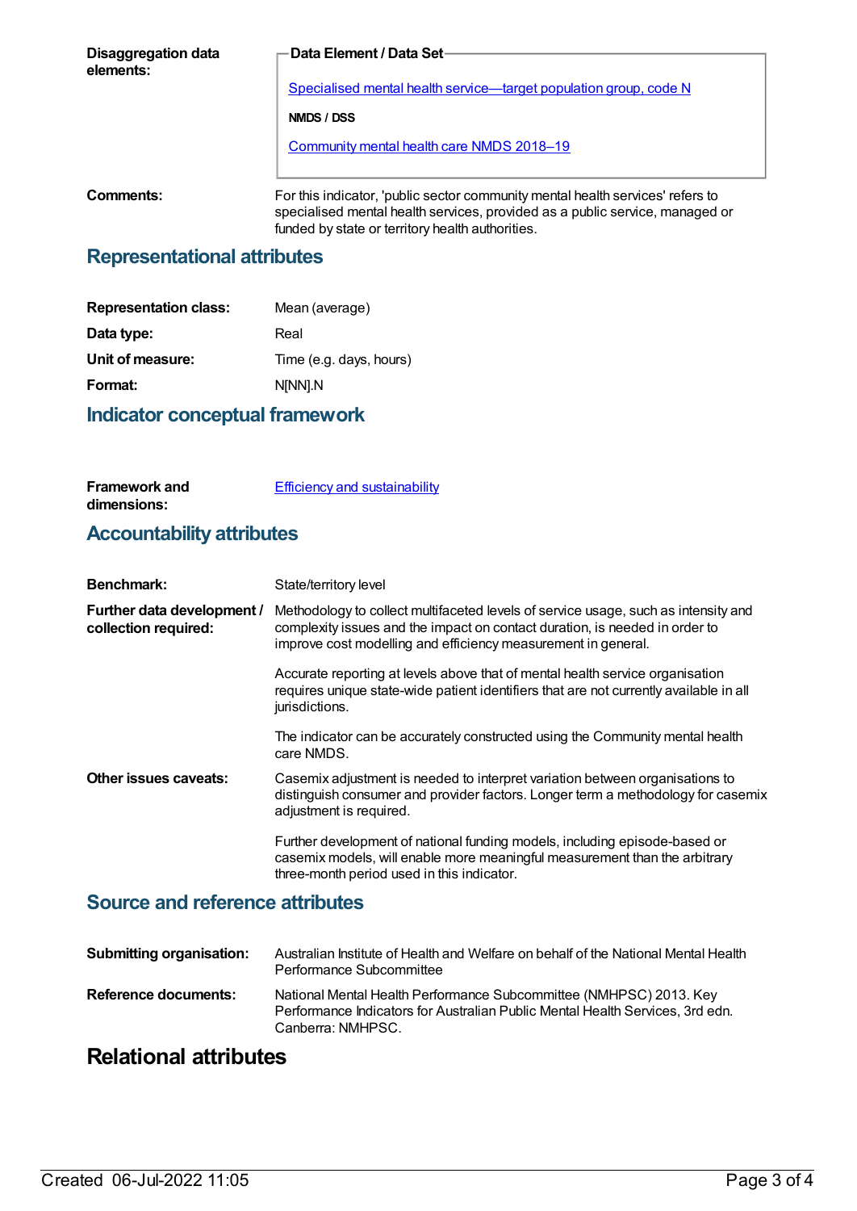**Disaggregation data elements:**

**Data Element / Data Set**

Specialised mental health service—target population group, code N

**NMDS / DSS**

Community mental health care NMDS 2018–19

**Comments:** For this indicator, 'public sector community mental health services' refers to specialised mental health services, provided as a public service, managed or funded by state or territory health authorities.

## Representational attributes

| | |
|---|---|
| **Representation class:** | Mean (average) |
| **Data type:** | Real |
| **Unit of measure:** | Time (e.g. days, hours) |
| **Format:** | N[NN].N |

## Indicator conceptual framework

**Framework and dimensions:** Efficiency and sustainability

## Accountability attributes

**Benchmark:** State/territory level

**Further data development / collection required:** Methodology to collect multifaceted levels of service usage, such as intensity and complexity issues and the impact on contact duration, is needed in order to improve cost modelling and efficiency measurement in general.

Accurate reporting at levels above that of mental health service organisation requires unique state-wide patient identifiers that are not currently available in all jurisdictions.

The indicator can be accurately constructed using the Community mental health care NMDS.

**Other issues caveats:** Casemix adjustment is needed to interpret variation between organisations to distinguish consumer and provider factors. Longer term a methodology for casemix adjustment is required.

Further development of national funding models, including episode-based or casemix models, will enable more meaningful measurement than the arbitrary three-month period used in this indicator.

## Source and reference attributes

**Submitting organisation:** Australian Institute of Health and Welfare on behalf of the National Mental Health Performance Subcommittee

**Reference documents:** National Mental Health Performance Subcommittee (NMHPSC) 2013. Key Performance Indicators for Australian Public Mental Health Services, 3rd edn. Canberra: NMHPSC.

# Relational attributes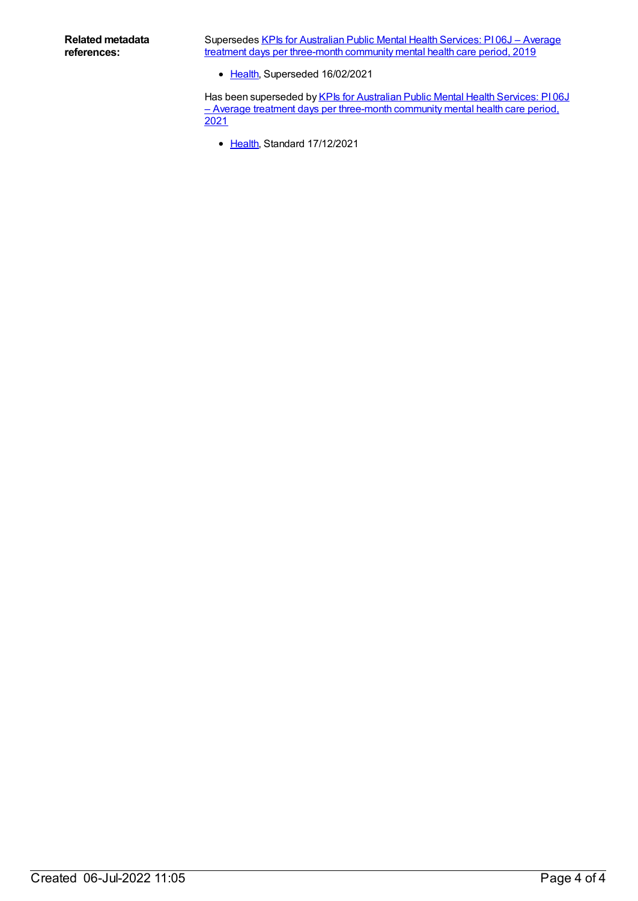**Related metadata references:**

Supersedes KPIs for Australian Public Mental Health Services: PI 06J – Average treatment days per three-month community mental health care period, 2019

- Health, Superseded 16/02/2021

Has been superseded by KPIs for Australian Public Mental Health Services: PI 06J – Average treatment days per three-month community mental health care period, 2021

- Health, Standard 17/12/2021